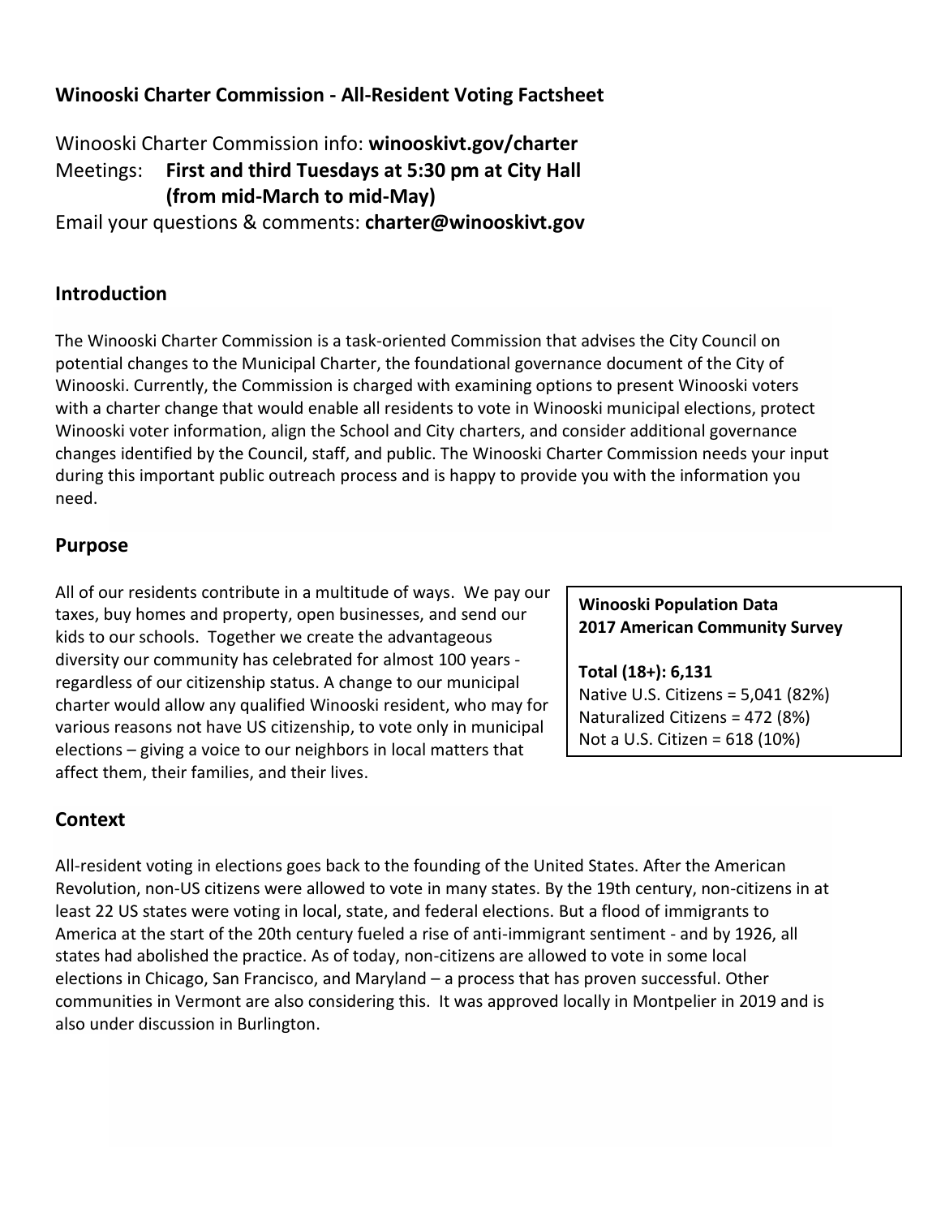**Winooski Charter Commission - All-Resident Voting Factsheet**

Winooski Charter Commission info: **winooskivt.gov/charter**

Meetings: **First and third Tuesdays at 5:30 pm at City Hall (from mid-March to mid-May)**

Email your questions & comments: **charter@winooskivt.gov**

## Introduction

The Winooski Charter Commission is a task-oriented Commission that advises the City Council on potential changes to the Municipal Charter, the foundational governance document of the City of Winooski. Currently, the Commission is charged with examining options to present Winooski voters with a charter change that would enable all residents to vote in Winooski municipal elections, protect Winooski voter information, align the School and City charters, and consider additional governance changes identified by the Council, staff, and public. The Winooski Charter Commission needs your input during this important public outreach process and is happy to provide you with the information you need.

## Purpose

All of our residents contribute in a multitude of ways. We pay our taxes, buy homes and property, open businesses, and send our kids to our schools. Together we create the advantageous diversity our community has celebrated for almost 100 years - regardless of our citizenship status. A change to our municipal charter would allow any qualified Winooski resident, who may for various reasons not have US citizenship, to vote only in municipal elections – giving a voice to our neighbors in local matters that affect them, their families, and their lives.

**Winooski Population Data**
**2017 American Community Survey**

**Total (18+): 6,131**
Native U.S. Citizens = 5,041 (82%)
Naturalized Citizens = 472 (8%)
Not a U.S. Citizen = 618 (10%)

## Context

All-resident voting in elections goes back to the founding of the United States. After the American Revolution, non-US citizens were allowed to vote in many states. By the 19th century, non-citizens in at least 22 US states were voting in local, state, and federal elections. But a flood of immigrants to America at the start of the 20th century fueled a rise of anti-immigrant sentiment - and by 1926, all states had abolished the practice. As of today, non-citizens are allowed to vote in some local elections in Chicago, San Francisco, and Maryland – a process that has proven successful. Other communities in Vermont are also considering this. It was approved locally in Montpelier in 2019 and is also under discussion in Burlington.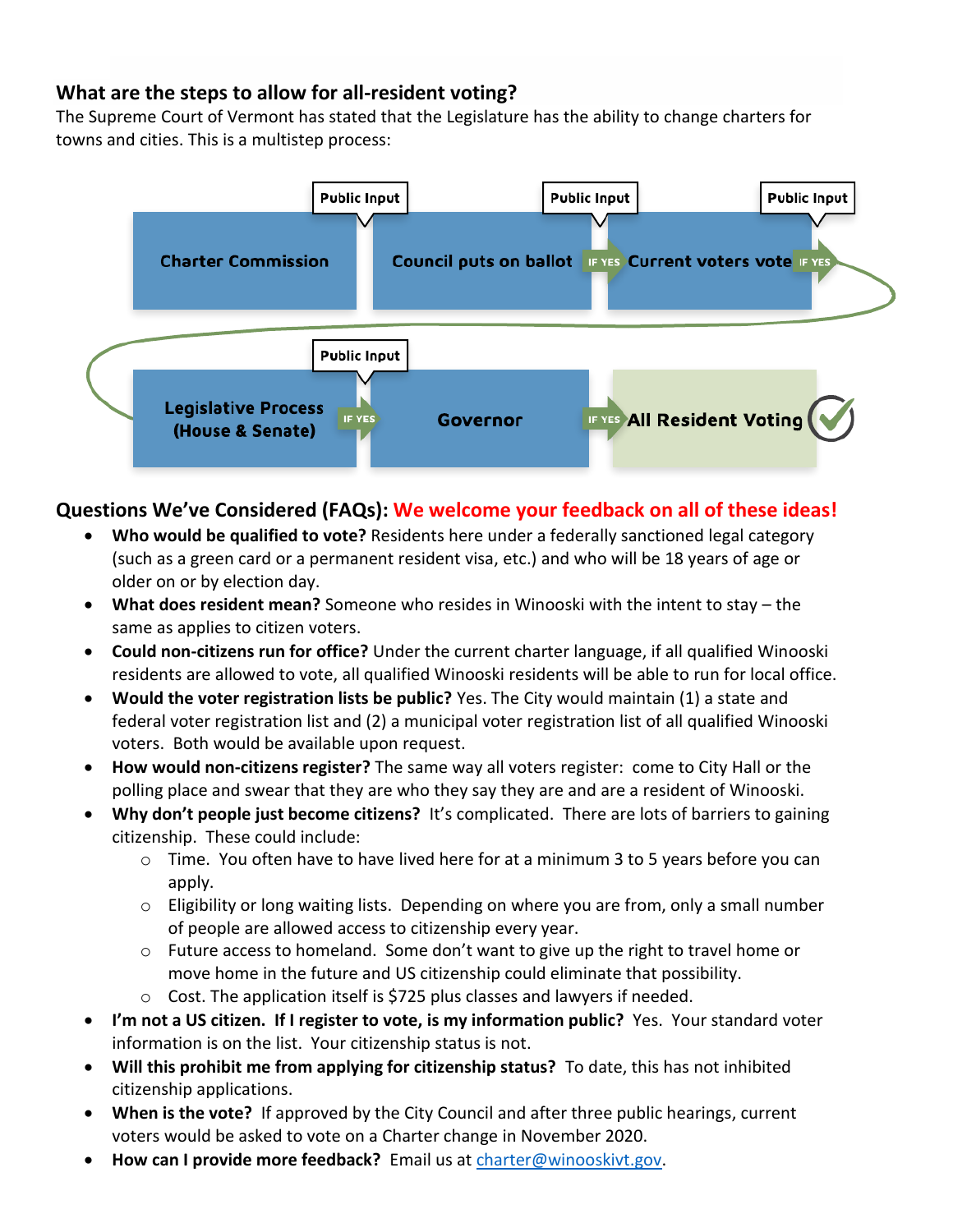## What are the steps to allow for all-resident voting?

The Supreme Court of Vermont has stated that the Legislature has the ability to change charters for towns and cities. This is a multistep process:

Public Input
Charter Commission
Public Input
Council puts on ballot
IF YES
Public Input
Current voters vote
IF YES
Public Input
Legislative Process (House & Senate)
IF YES
Governor
IF YES
All Resident Voting

## Questions We've Considered (FAQs): We welcome your feedback on all of these ideas!

- **Who would be qualified to vote?** Residents here under a federally sanctioned legal category (such as a green card or a permanent resident visa, etc.) and who will be 18 years of age or older on or by election day.
- **What does resident mean?** Someone who resides in Winooski with the intent to stay – the same as applies to citizen voters.
- **Could non-citizens run for office?** Under the current charter language, if all qualified Winooski residents are allowed to vote, all qualified Winooski residents will be able to run for local office.
- **Would the voter registration lists be public?** Yes. The City would maintain (1) a state and federal voter registration list and (2) a municipal voter registration list of all qualified Winooski voters. Both would be available upon request.
- **How would non-citizens register?** The same way all voters register: come to City Hall or the polling place and swear that they are who they say they are and are a resident of Winooski.
- **Why don't people just become citizens?** It's complicated. There are lots of barriers to gaining citizenship. These could include:
  - Time. You often have to have lived here for at a minimum 3 to 5 years before you can apply.
  - Eligibility or long waiting lists. Depending on where you are from, only a small number of people are allowed access to citizenship every year.
  - Future access to homeland. Some don't want to give up the right to travel home or move home in the future and US citizenship could eliminate that possibility.
  - Cost. The application itself is $725 plus classes and lawyers if needed.
- **I'm not a US citizen. If I register to vote, is my information public?** Yes. Your standard voter information is on the list. Your citizenship status is not.
- **Will this prohibit me from applying for citizenship status?** To date, this has not inhibited citizenship applications.
- **When is the vote?** If approved by the City Council and after three public hearings, current voters would be asked to vote on a Charter change in November 2020.
- **How can I provide more feedback?** Email us at [charter@winooskivt.gov](mailto:charter@winooskivt.gov).